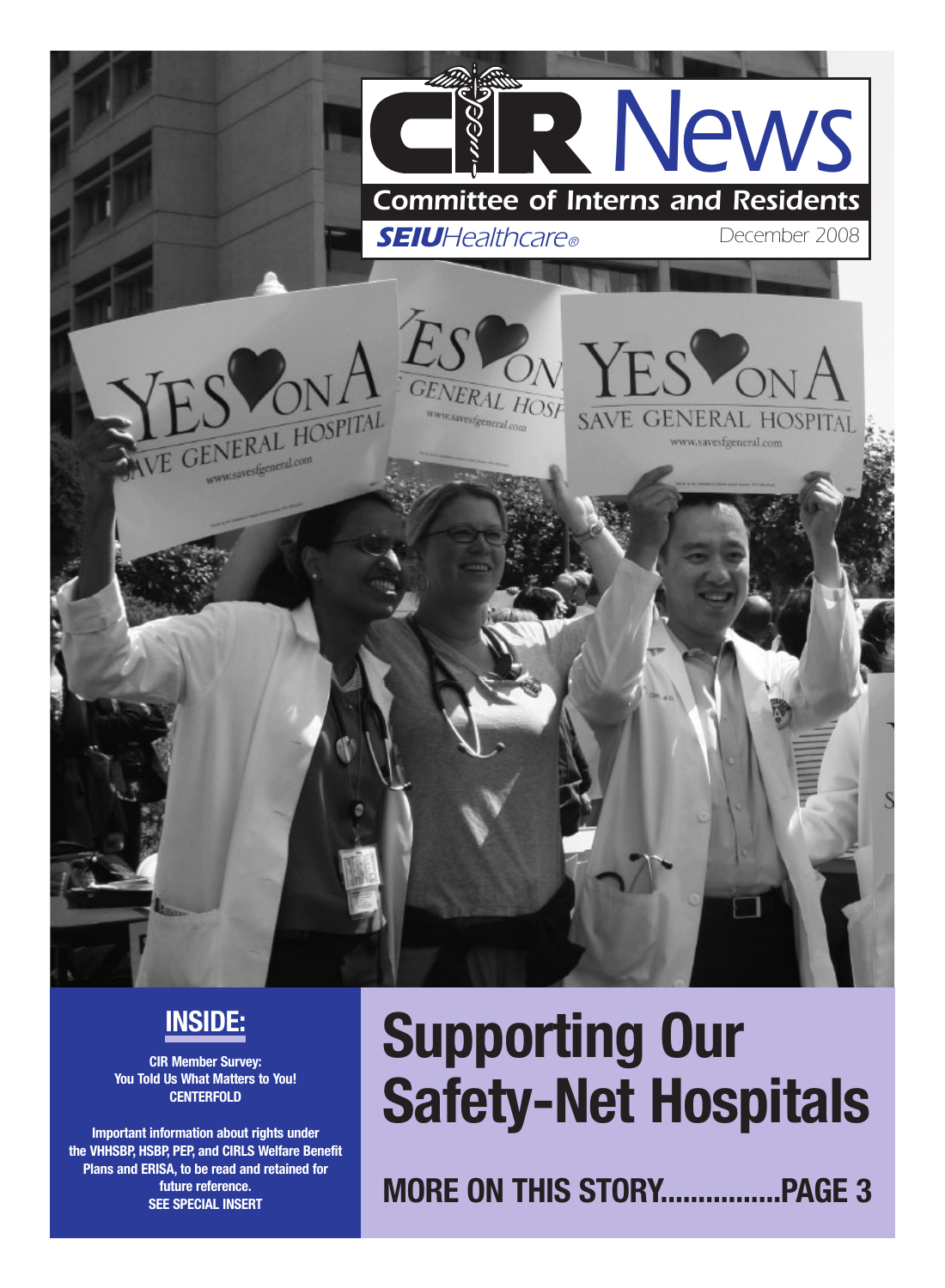# CIR News

## Committee of Interns and Residents

**SEIU** Healthcare®

December 2008

# Supporting Our Safety-Net Hospitals

**MORE ON THIS STORY................PAGE 3**

## INSIDE:

**CIR Member Survey: You Told Us What Matters to You! CENTERFOLD**

**Important information about rights under the VHHSBP, HSBP, PEP, and CIRLS Welfare Benefit Plans and ERISA, to be read and retained for future reference. SEE SPECIAL INSERT**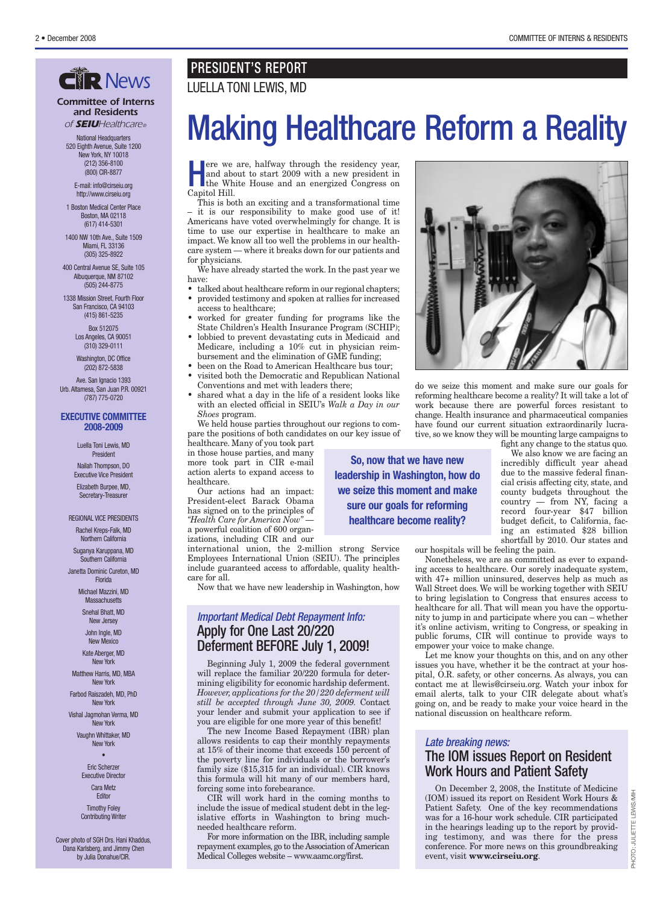## PRESIDENT'S REPORT

LUELLA TONI LEWIS, MD

# Making Healthcare Reform a Reality

Here we are, halfway through the residency year, and about to start 2009 with a new president in the White House and an energized Congress on Capitol Hill.

This is both an exciting and a transformational time – it is our responsibility to make good use of it! Americans have voted overwhelmingly for change. It is time to use our expertise in healthcare to make an impact. We know all too well the problems in our healthcare system — where it breaks down for our patients and for physicians.

We have already started the work. In the past year we have:

- talked about healthcare reform in our regional chapters;
- provided testimony and spoken at rallies for increased access to healthcare;
- worked for greater funding for programs like the State Children's Health Insurance Program (SCHIP);
- lobbied to prevent devastating cuts in Medicaid and Medicare, including a 10% cut in physician reimbursement and the elimination of GME funding;
- been on the Road to American Healthcare bus tour;
- visited both the Democratic and Republican National Conventions and met with leaders there;
- shared what a day in the life of a resident looks like with an elected official in SEIU's *Walk a Day in our Shoes* program.

We held house parties throughout our regions to compare the positions of both candidates on our key issue of healthcare. Many of you took part in those house parties, and many more took part in CIR e-mail action alerts to expand access to healthcare.

Our actions had an impact: President-elect Barack Obama has signed on to the principles of *"Health Care for America Now"* — a powerful coalition of 600 organizations, including CIR and our international union, the 2-million strong Service Employees International Union (SEIU). The principles include guaranteed access to affordable, quality healthcare for all.

Now that we have new leadership in Washington, how do we seize this moment and make sure our goals for reforming healthcare become a reality? It will take a lot of work because there are powerful forces resistant to change. Health insurance and pharmaceutical companies have found our current situation extraordinarily lucrative, so we know they will be mounting large campaigns to fight any change to the status quo.

**So, now that we have new leadership in Washington, how do we seize this moment and make sure our goals for reforming healthcare become reality?**

We also know we are facing an incredibly difficult year ahead due to the massive federal financial crisis affecting city, state, and county budgets throughout the country — from NY, facing a record four-year $47 billion budget deficit, to California, facing an estimated $28 billion shortfall by 2010. Our states and our hospitals will be feeling the pain.

Nonetheless, we are as committed as ever to expanding access to healthcare. Our sorely inadequate system, with 47+ million uninsured, deserves help as much as Wall Street does. We will be working together with SEIU to bring legislation to Congress that ensures access to healthcare for all. That will mean you have the opportunity to jump in and participate where you can – whether it's online activism, writing to Congress, or speaking in public forums, CIR will continue to provide ways to empower your voice to make change.

Let me know your thoughts on this, and on any other issues you have, whether it be the contract at your hospital, O.R. safety, or other concerns. As always, you can contact me at llewis@cirseiu.org. Watch your inbox for email alerts, talk to your CIR delegate about what's going on, and be ready to make your voice heard in the national discussion on healthcare reform.

PHOTO: JULIETTE LEWIS/MIH

### *Important Medical Debt Repayment Info:* Apply for One Last 20/220 Deferment BEFORE July 1, 2009!

Beginning July 1, 2009 the federal government will replace the familiar 20/220 formula for determining eligibility for economic hardship deferment. *However, applications for the 20/220 deferment will still be accepted through June 30, 2009.* Contact your lender and submit your application to see if you are eligible for one more year of this benefit!

The new Income Based Repayment (IBR) plan allows residents to cap their monthly repayments at 15% of their income that exceeds 150 percent of the poverty line for individuals or the borrower's family size ($15,315 for an individual). CIR knows this formula will hit many of our members hard, forcing some into forebearance.

CIR will work hard in the coming months to include the issue of medical student debt in the legislative efforts in Washington to bring much-needed healthcare reform.

For more information on the IBR, including sample repayment examples, go to the Association of American Medical Colleges website – www.aamc.org/first.

### *Late breaking news:* The IOM issues Report on Resident Work Hours and Patient Safety

On December 2, 2008, the Institute of Medicine (IOM) issued its report on Resident Work Hours & Patient Safety. One of the key recommendations was for a 16-hour work schedule. CIR participated in the hearings leading up to the report by providing testimony, and was there for the press conference. For more news on this groundbreaking event, visit **www.cirseiu.org**.

---

**CIR News**

**Committee of Interns and Residents** *of SEIU Healthcare*

National Headquarters
520 Eighth Avenue, Suite 1200
New York, NY 10018
(212) 356-8100
(800) CIR-8877

E-mail: info@cirseiu.org
http://www.cirseiu.org

1 Boston Medical Center Place
Boston, MA 02118
(617) 414-5301

1400 NW 10th Ave., Suite 1509
Miami, FL 33136
(305) 325-8922

400 Central Avenue SE, Suite 105
Albuquerque, NM 87102
(505) 244-8775

1338 Mission Street, Fourth Floor
San Francisco, CA 94103
(415) 861-5235

Box 512075
Los Angeles, CA 90051
(310) 329-0111

Washington, DC Office
(202) 872-5838

Ave. San Ignacio 1393
Urb. Altamesa, San Juan P.R. 00921
(787) 775-0720

**EXECUTIVE COMMITTEE 2008-2009**

Luella Toni Lewis, MD
President

Nailah Thompson, DO
Executive Vice President

Elizabeth Burpee, MD,
Secretary-Treasurer

REGIONAL VICE PRESIDENTS

Rachel Kreps-Falk, MD
Northern California

Suganya Karuppana, MD
Southern California

Janetta Dominic Cureton, MD
Florida

Michael Mazzini, MD
Massachusetts

Snehal Bhatt, MD
New Jersey

John Ingle, MD
New Mexico

Kate Aberger, MD
New York

Matthew Harris, MD, MBA
New York

Farbod Raiszadeh, MD, PhD
New York

Vishal Jagmohan Verma, MD
New York

Vaughn Whittaker, MD
New York

•

Eric Scherzer
Executive Director

Cara Metz
Editor

Timothy Foley
Contributing Writer

Cover photo of SGH Drs. Hani Khaddus, Dana Karlsberg, and Jimmy Chen by Julia Donahue/CIR.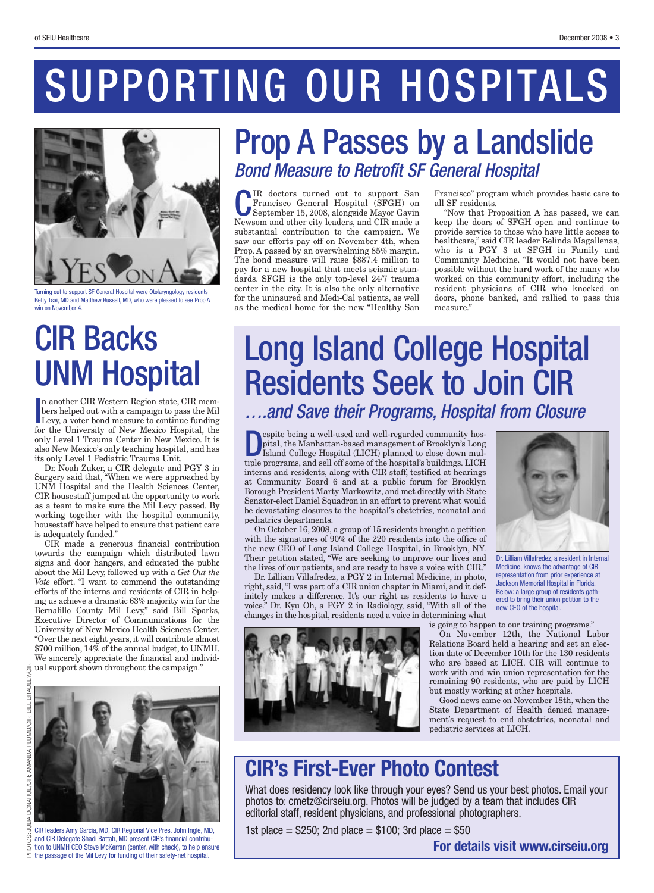# SUPPORTING OUR HOSPITALS

Turning out to support SF General Hospital were Otolaryngology residents Betty Tsai, MD and Matthew Russell, MD, who were pleased to see Prop A win on November 4.

## Prop A Passes by a Landslide

### *Bond Measure to Retrofit SF General Hospital*

CIR doctors turned out to support San Francisco General Hospital (SFGH) on September 15, 2008, alongside Mayor Gavin Newsom and other city leaders, and CIR made a substantial contribution to the campaign. We saw our efforts pay off on November 4th, when Prop. A passed by an overwhelming 85% margin. The bond measure will raise $887.4 million to pay for a new hospital that meets seismic standards. SFGH is the only top-level 24/7 trauma center in the city. It is also the only alternative for the uninsured and Medi-Cal patients, as well as the medical home for the new "Healthy San Francisco" program which provides basic care to all SF residents.

"Now that Proposition A has passed, we can keep the doors of SFGH open and continue to provide service to those who have little access to healthcare," said CIR leader Belinda Magallenas, who is a PGY 3 at SFGH in Family and Community Medicine. "It would not have been possible without the hard work of the many who worked on this community effort, including the resident physicians of CIR who knocked on doors, phone banked, and rallied to pass this measure."

## CIR Backs UNM Hospital

In another CIR Western Region state, CIR members helped out with a campaign to pass the Mil Levy, a voter bond measure to continue funding for the University of New Mexico Hospital, the only Level 1 Trauma Center in New Mexico. It is also New Mexico's only teaching hospital, and has its only Level 1 Pediatric Trauma Unit.

Dr. Noah Zuker, a CIR delegate and PGY 3 in Surgery said that, "When we were approached by UNM Hospital and the Health Sciences Center, CIR housestaff jumped at the opportunity to work as a team to make sure the Mil Levy passed. By working together with the hospital community, housestaff have helped to ensure that patient care is adequately funded."

CIR made a generous financial contribution towards the campaign which distributed lawn signs and door hangers, and educated the public about the Mil Levy, followed up with a *Get Out the Vote* effort. "I want to commend the outstanding efforts of the interns and residents of CIR in helping us achieve a dramatic 63% majority win for the Bernalillo County Mil Levy," said Bill Sparks, Executive Director of Communications for the University of New Mexico Health Sciences Center. "Over the next eight years, it will contribute almost $700 million, 14% of the annual budget, to UNMH. We sincerely appreciate the financial and individual support shown throughout the campaign."

CIR leaders Amy Garcia, MD, CIR Regional Vice Pres. John Ingle, MD, and CIR Delegate Shadi Battah, MD present CIR's financial contribution to UNMH CEO Steve McKerran (center, with check), to help ensure the passage of the Mil Levy for funding of their safety-net hospital.

PHOTOS: JULIA DONAHUE/CIR; AMANDA PLUMB/CIR; BILL BRADLEY/CIR

## Long Island College Hospital Residents Seek to Join CIR

### *….and Save their Programs, Hospital from Closure*

Despite being a well-used and well-regarded community hospital, the Manhattan-based management of Brooklyn's Long Island College Hospital (LICH) planned to close down multiple programs, and sell off some of the hospital's buildings. LICH interns and residents, along with CIR staff, testified at hearings at Community Board 6 and at a public forum for Brooklyn Borough President Marty Markowitz, and met directly with State Senator-elect Daniel Squadron in an effort to prevent what would be devastating closures to the hospital's obstetrics, neonatal and pediatrics departments.

On October 16, 2008, a group of 15 residents brought a petition with the signatures of 90% of the 220 residents into the office of the new CEO of Long Island College Hospital, in Brooklyn, NY. Their petition stated, "We are seeking to improve our lives and the lives of our patients, and are ready to have a voice with CIR."

Dr. Lilliam Villafredez, a PGY 2 in Internal Medicine, in photo, right, said, "I was part of a CIR union chapter in Miami, and it definitely makes a difference. It's our right as residents to have a voice." Dr. Kyu Oh, a PGY 2 in Radiology, said, "With all of the changes in the hospital, residents need a voice in determining what is going to happen to our training programs."

On November 12th, the National Labor Relations Board held a hearing and set an election date of December 10th for the 130 residents who are based at LICH. CIR will continue to work with and win union representation for the remaining 90 residents, who are paid by LICH but mostly working at other hospitals.

Good news came on November 18th, when the State Department of Health denied management's request to end obstetrics, neonatal and pediatric services at LICH.

Dr. Lilliam Villafredez, a resident in Internal Medicine, knows the advantage of CIR representation from prior experience at Jackson Memorial Hospital in Florida. Below: a large group of residents gathered to bring their union petition to the new CEO of the hospital.

## CIR's First-Ever Photo Contest

What does residency look like through your eyes? Send us your best photos. Email your photos to: cmetz@cirseiu.org. Photos will be judged by a team that includes CIR editorial staff, resident physicians, and professional photographers.

1st place = $250; 2nd place = $100; 3rd place = $50

**For details visit www.cirseiu.org**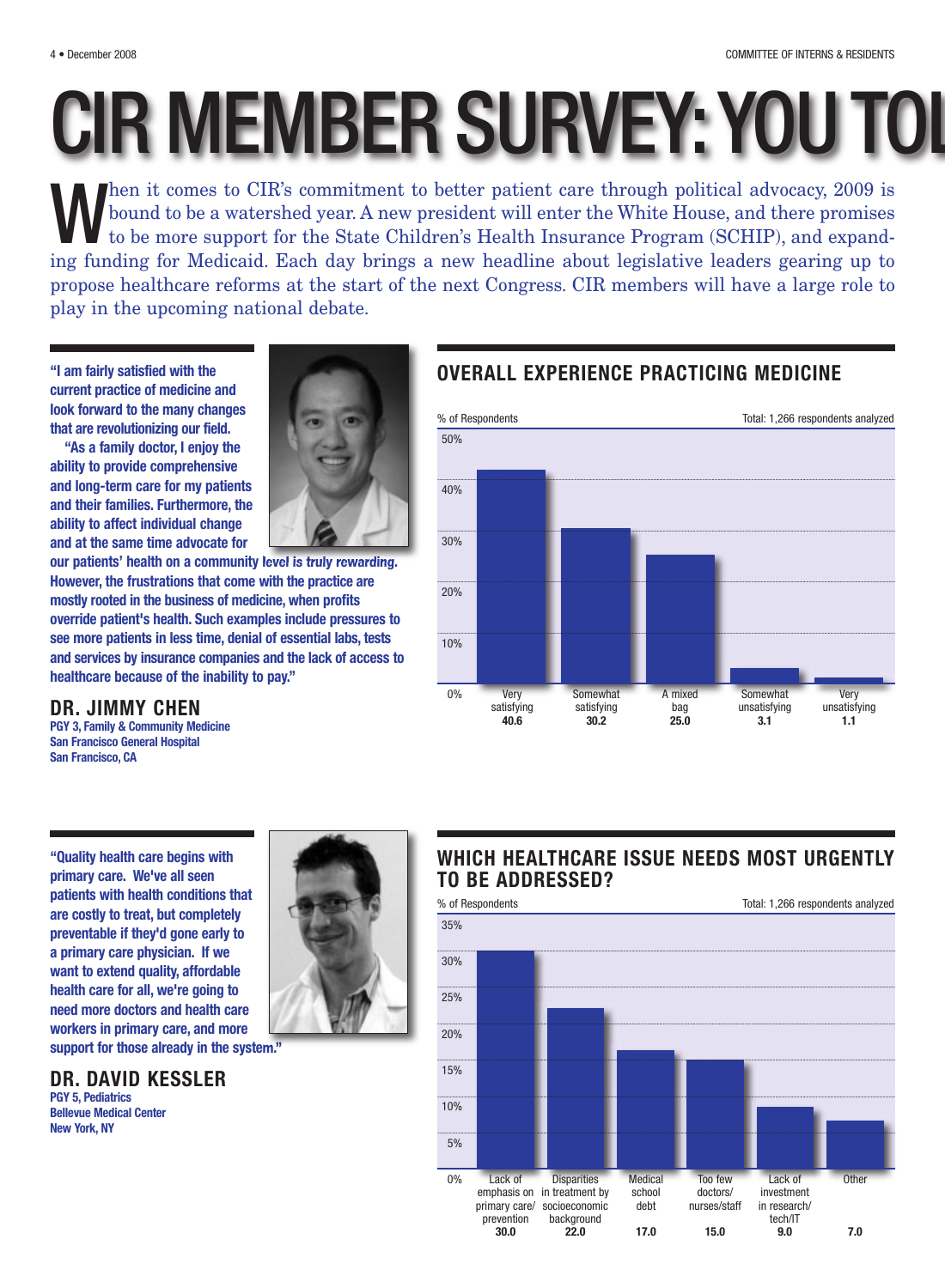# CIR MEMBER SURVEY: YOU TOL

When it comes to CIR's commitment to better patient care through political advocacy, 2009 is bound to be a watershed year. A new president will enter the White House, and there promises to be more support for the State Children's Health Insurance Program (SCHIP), and expanding funding for Medicaid. Each day brings a new headline about legislative leaders gearing up to propose healthcare reforms at the start of the next Congress. CIR members will have a large role to play in the upcoming national debate.

**"I am fairly satisfied with the current practice of medicine and look forward to the many changes that are revolutionizing our field.**

**"As a family doctor, I enjoy the ability to provide comprehensive and long-term care for my patients and their families. Furthermore, the ability to affect individual change and at the same time advocate for our patients' health on a community level is truly rewarding. However, the frustrations that come with the practice are mostly rooted in the business of medicine, when profits override patient's health. Such examples include pressures to see more patients in less time, denial of essential labs, tests and services by insurance companies and the lack of access to healthcare because of the inability to pay."**

## DR. JIMMY CHEN

**PGY 3, Family & Community Medicine**
**San Francisco General Hospital**
**San Francisco, CA**

## OVERALL EXPERIENCE PRACTICING MEDICINE

% of Respondents — Total: 1,266 respondents analyzed

| Response | % of Respondents |
|---|---|
| Very satisfying | 40.6 |
| Somewhat satisfying | 30.2 |
| A mixed bag | 25.0 |
| Somewhat unsatisfying | 3.1 |
| Very unsatisfying | 1.1 |

**"Quality health care begins with primary care. We've all seen patients with health conditions that are costly to treat, but completely preventable if they'd gone early to a primary care physician. If we want to extend quality, affordable health care for all, we're going to need more doctors and health care workers in primary care, and more support for those already in the system."**

## DR. DAVID KESSLER

**PGY 5, Pediatrics**
**Bellevue Medical Center**
**New York, NY**

## WHICH HEALTHCARE ISSUE NEEDS MOST URGENTLY TO BE ADDRESSED?

% of Respondents — Total: 1,266 respondents analyzed

| Issue | % of Respondents |
|---|---|
| Lack of emphasis on primary care/prevention | 30.0 |
| Disparities in treatment by socioeconomic background | 22.0 |
| Medical school debt | 17.0 |
| Too few doctors/nurses/staff | 15.0 |
| Lack of investment in research/tech/IT | 9.0 |
| Other | 7.0 |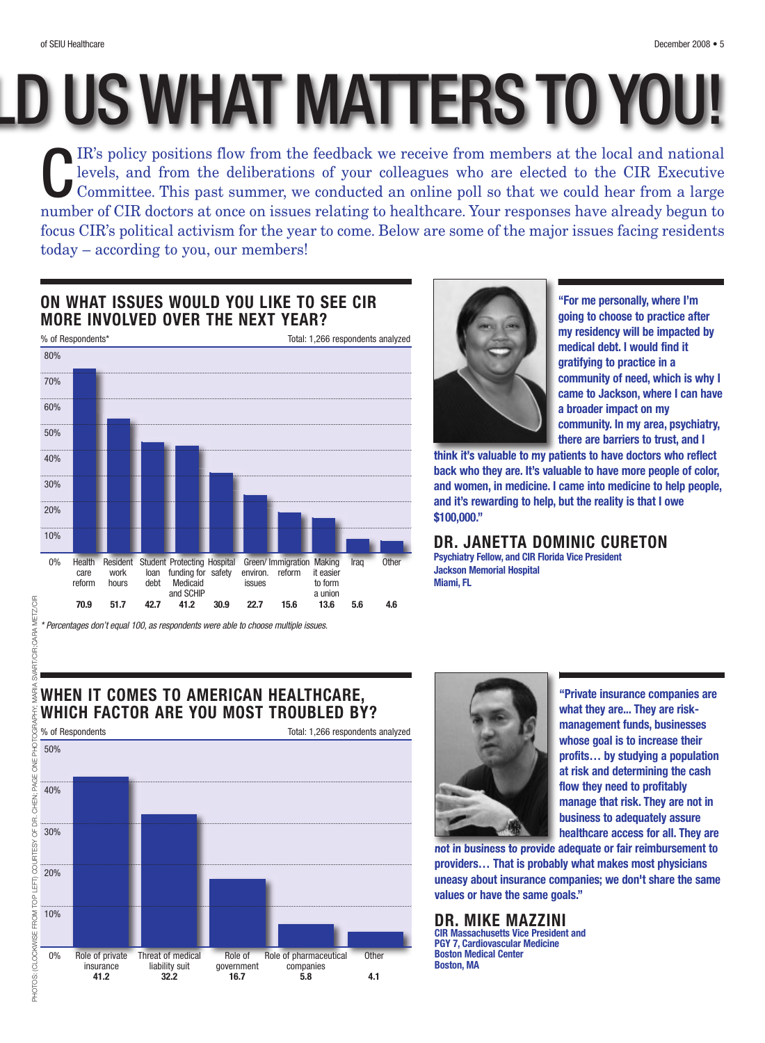# LD US WHAT MATTERS TO YOU!

CIR's policy positions flow from the feedback we receive from members at the local and national levels, and from the deliberations of your colleagues who are elected to the CIR Executive Committee. This past summer, we conducted an online poll so that we could hear from a large number of CIR doctors at once on issues relating to healthcare. Your responses have already begun to focus CIR's political activism for the year to come. Below are some of the major issues facing residents today – according to you, our members!

## ON WHAT ISSUES WOULD YOU LIKE TO SEE CIR MORE INVOLVED OVER THE NEXT YEAR?

% of Respondents* — Total: 1,266 respondents analyzed

| Issue | % of Respondents |
| --- | --- |
| Health care reform | 70.9 |
| Resident work hours | 51.7 |
| Student loan debt | 42.7 |
| Protecting funding for Medicaid and SCHIP | 41.2 |
| Hospital safety | 30.9 |
| Green/ environ. issues | 22.7 |
| Immigration reform | 15.6 |
| Making it easier to form a union | 13.6 |
| Iraq | 5.6 |
| Other | 4.6 |

*\* Percentages don't equal 100, as respondents were able to choose multiple issues.*

**"For me personally, where I'm going to choose to practice after my residency will be impacted by medical debt. I would find it gratifying to practice in a community of need, which is why I came to Jackson, where I can have a broader impact on my community. In my area, psychiatry, there are barriers to trust, and I think it's valuable to my patients to have doctors who reflect back who they are. It's valuable to have more people of color, and women, in medicine. I came into medicine to help people, and it's rewarding to help, but the reality is that I owe $100,000."**

### DR. JANETTA DOMINIC CURETON

**Psychiatry Fellow, and CIR Florida Vice President**
**Jackson Memorial Hospital**
**Miami, FL**

## WHEN IT COMES TO AMERICAN HEALTHCARE, WHICH FACTOR ARE YOU MOST TROUBLED BY?

% of Respondents — Total: 1,266 respondents analyzed

| Factor | % of Respondents |
| --- | --- |
| Role of private insurance | 41.2 |
| Threat of medical liability suit | 32.2 |
| Role of government | 16.7 |
| Role of pharmaceutical companies | 5.8 |
| Other | 4.1 |

**"Private insurance companies are what they are... They are risk-management funds, businesses whose goal is to increase their profits… by studying a population at risk and determining the cash flow they need to profitably manage that risk. They are not in business to adequately assure healthcare access for all. They are not in business to provide adequate or fair reimbursement to providers… That is probably what makes most physicians uneasy about insurance companies; we don't share the same values or have the same goals."**

### DR. MIKE MAZZINI

**CIR Massachusetts Vice President and**
**PGY 7, Cardiovascular Medicine**
**Boston Medical Center**
**Boston, MA**

PHOTOS: (CLOCKWISE FROM TOP LEFT) COURTESY OF DR. CHEN; PAGE ONE PHOTOGRAPHY; MARIA SWART/CIR; CARA METZ/CIR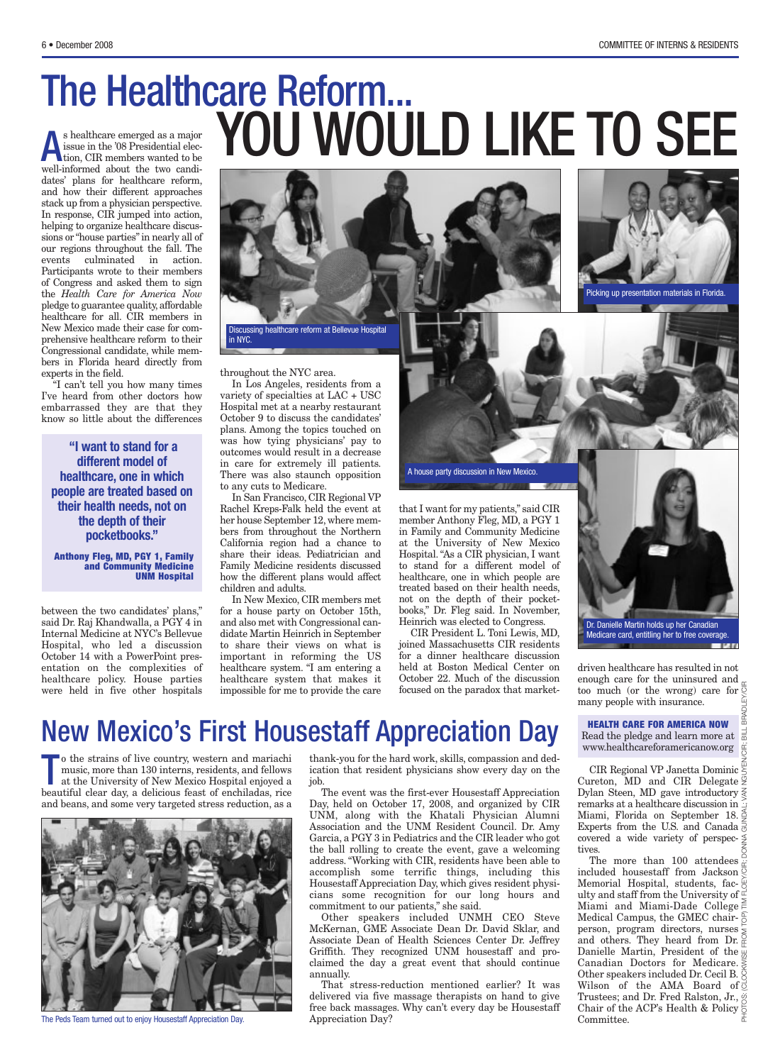# The Healthcare Reform... YOU WOULD LIKE TO SEE

As healthcare emerged as a major issue in the '08 Presidential election, CIR members wanted to be well-informed about the two candidates' plans for healthcare reform, and how their different approaches stack up from a physician perspective. In response, CIR jumped into action, helping to organize healthcare discussions or "house parties" in nearly all of our regions throughout the fall. The events culminated in action. Participants wrote to their members of Congress and asked them to sign the *Health Care for America Now* pledge to guarantee quality, affordable healthcare for all. CIR members in New Mexico made their case for comprehensive healthcare reform to their Congressional candidate, while members in Florida heard directly from experts in the field.

"I can't tell you how many times I've heard from other doctors how embarrassed they are that they know so little about the differences between the two candidates' plans," said Dr. Raj Khandwalla, a PGY 4 in Internal Medicine at NYC's Bellevue Hospital, who led a discussion October 14 with a PowerPoint presentation on the complexities of healthcare policy. House parties were held in five other hospitals throughout the NYC area.

> **"I want to stand for a different model of healthcare, one in which people are treated based on their health needs, not on the depth of their pocketbooks."**
>
> **Anthony Fleg, MD, PGY 1, Family and Community Medicine UNM Hospital**

Discussing healthcare reform at Bellevue Hospital in NYC.

Picking up presentation materials in Florida.

In Los Angeles, residents from a variety of specialties at LAC + USC Hospital met at a nearby restaurant October 9 to discuss the candidates' plans. Among the topics touched on was how tying physicians' pay to outcomes would result in a decrease in care for extremely ill patients. There was also staunch opposition to any cuts to Medicare.

In San Francisco, CIR Regional VP Rachel Kreps-Falk held the event at her house September 12, where members from throughout the Northern California region had a chance to share their ideas. Pediatrician and Family Medicine residents discussed how the different plans would affect children and adults.

In New Mexico, CIR members met for a house party on October 15th, and also met with Congressional candidate Martin Heinrich in September to share their views on what is important in reforming the US healthcare system. "I am entering a healthcare system that makes it impossible for me to provide the care that I want for my patients," said CIR member Anthony Fleg, MD, a PGY 1 in Family and Community Medicine at the University of New Mexico Hospital. "As a CIR physician, I want to stand for a different model of healthcare, one in which people are treated based on their health needs, not on the depth of their pocketbooks," Dr. Fleg said. In November, Heinrich was elected to Congress.

A house party discussion in New Mexico.

CIR President L. Toni Lewis, MD, joined Massachusetts CIR residents for a dinner healthcare discussion held at Boston Medical Center on October 22. Much of the discussion focused on the paradox that market-driven healthcare has resulted in not enough care for the uninsured and too much (or the wrong) care for many people with insurance.

Dr. Danielle Martin holds up her Canadian Medicare card, entitling her to free coverage.

**HEALTH CARE FOR AMERICA NOW**
Read the pledge and learn more at www.healthcareforamericanow.org

CIR Regional VP Janetta Dominic Cureton, MD and CIR Delegate Dylan Steen, MD gave introductory remarks at a healthcare discussion in Miami, Florida on September 18. Experts from the U.S. and Canada covered a wide variety of perspectives.

The more than 100 attendees included housestaff from Jackson Memorial Hospital, students, faculty and staff from the University of Miami and Miami-Dade College Medical Campus, the GMEC chairperson, program directors, nurses and others. They heard from Dr. Danielle Martin, President of the Canadian Doctors for Medicare. Other speakers included Dr. Cecil B. Wilson of the AMA Board of Trustees; and Dr. Fred Ralston, Jr., Chair of the ACP's Health & Policy Committee.

PHOTOS (CLOCKWISE FROM TOP) TIM FLOEY/CIR; DONNA GUNDAL; VAN NGUYEN/CIR; BILL BRADLEY/CIR

# New Mexico's First Housestaff Appreciation Day

To the strains of live country, western and mariachi music, more than 130 interns, residents, and fellows at the University of New Mexico Hospital enjoyed a beautiful clear day, a delicious feast of enchiladas, rice and beans, and some very targeted stress reduction, as a thank-you for the hard work, skills, compassion and dedication that resident physicians show every day on the job.

The Peds Team turned out to enjoy Housestaff Appreciation Day.

The event was the first-ever Housestaff Appreciation Day, held on October 17, 2008, and organized by CIR UNM, along with the Khatali Physician Alumni Association and the UNM Resident Council. Dr. Amy Garcia, a PGY 3 in Pediatrics and the CIR leader who got the ball rolling to create the event, gave a welcoming address. "Working with CIR, residents have been able to accomplish some terrific things, including this Housestaff Appreciation Day, which gives resident physicians some recognition for our long hours and commitment to our patients," she said.

Other speakers included UNMH CEO Steve McKernan, GME Associate Dean Dr. David Sklar, and Associate Dean of Health Sciences Center Dr. Jeffrey Griffith. They recognized UNM housestaff and proclaimed the day a great event that should continue annually.

That stress-reduction mentioned earlier? It was delivered via five massage therapists on hand to give free back massages. Why can't every day be Housestaff Appreciation Day?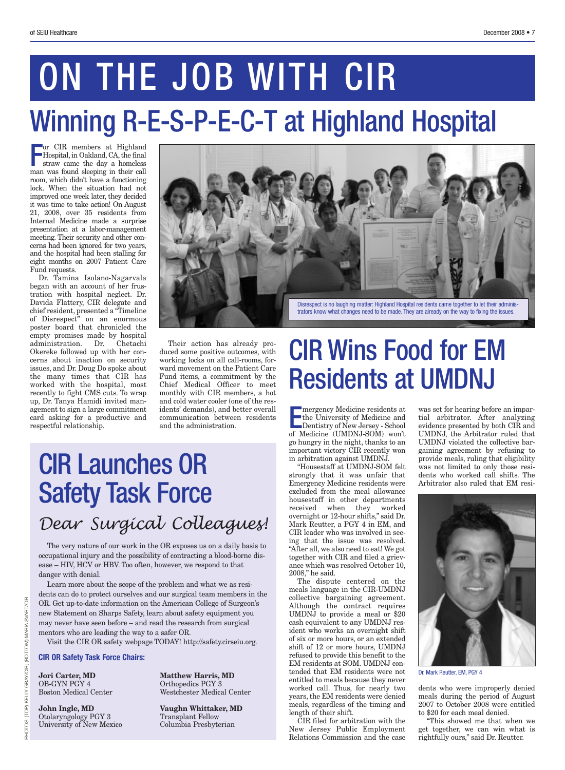# ON THE JOB WITH CIR

## Winning R-E-S-P-E-C-T at Highland Hospital

For CIR members at Highland Hospital, in Oakland, CA, the final straw came the day a homeless man was found sleeping in their call room, which didn't have a functioning lock. When the situation had not improved one week later, they decided it was time to take action! On August 21, 2008, over 35 residents from Internal Medicine made a surprise presentation at a labor-management meeting. Their security and other concerns had been ignored for two years, and the hospital had been stalling for eight months on 2007 Patient Care Fund requests.

Dr. Tamina Isolano-Nagarvala began with an account of her frustration with hospital neglect. Dr. Davida Flattery, CIR delegate and chief resident, presented a "Timeline of Disrespect" on an enormous poster board that chronicled the empty promises made by hospital administration. Dr. Chetachi Okereke followed up with her concerns about inaction on security issues, and Dr. Doug Do spoke about the many times that CIR has worked with the hospital, most recently to fight CMS cuts. To wrap up, Dr. Tanya Hamidi invited management to sign a large commitment card asking for a productive and respectful relationship.

Their action has already produced some positive outcomes, with working locks on all call-rooms, forward movement on the Patient Care Fund items, a commitment by the Chief Medical Officer to meet monthly with CIR members, a hot and cold water cooler (one of the residents' demands), and better overall communication between residents and the administration.

Disrespect is no laughing matter: Highland Hospital residents came together to let their administrators know what changes need to be made. They are already on the way to fixing the issues.

## CIR Launches OR Safety Task Force

### *Dear Surgical Colleagues!*

The very nature of our work in the OR exposes us on a daily basis to occupational injury and the possibility of contracting a blood-borne disease – HIV, HCV or HBV. Too often, however, we respond to that danger with denial.

Learn more about the scope of the problem and what we as residents can do to protect ourselves and our surgical team members in the OR. Get up-to-date information on the American College of Surgeon's new Statement on Sharps Safety, learn about safety equipment you may never have seen before – and read the research from surgical mentors who are leading the way to a safer OR.

Visit the CIR OR safety webpage TODAY! http://safety.cirseiu.org.

**CIR OR Safety Task Force Chairs:**

**Jori Carter, MD**
OB-GYN PGY 4
Boston Medical Center

**John Ingle, MD**
Otolaryngology PGY 3
University of New Mexico

**Matthew Harris, MD**
Orthopedics PGY 3
Westchester Medical Center

**Vaughn Whittaker, MD**
Transplant Fellow
Columbia Presbyterian

## CIR Wins Food for EM Residents at UMDNJ

Emergency Medicine residents at the University of Medicine and Dentistry of New Jersey - School of Medicine (UMDNJ-SOM) won't go hungry in the night, thanks to an important victory CIR recently won in arbitration against UMDNJ.

"Housestaff at UMDNJ-SOM felt strongly that it was unfair that Emergency Medicine residents were excluded from the meal allowance housestaff in other departments received when they worked overnight or 12-hour shifts," said Dr. Mark Reutter, a PGY 4 in EM, and CIR leader who was involved in seeing that the issue was resolved. "After all, we also need to eat! We got together with CIR and filed a grievance which was resolved October 10, 2008," he said.

The dispute centered on the meals language in the CIR-UMDNJ collective bargaining agreement. Although the contract requires UMDNJ to provide a meal or $20 cash equivalent to any UMDNJ resident who works an overnight shift of six or more hours, or an extended shift of 12 or more hours, UMDNJ refused to provide this benefit to the EM residents at SOM. UMDNJ contended that EM residents were not entitled to meals because they never worked call. Thus, for nearly two years, the EM residents were denied meals, regardless of the timing and length of their shift.

CIR filed for arbitration with the New Jersey Public Employment Relations Commission and the case was set for hearing before an impartial arbitrator. After analyzing evidence presented by both CIR and UMDNJ, the Arbitrator ruled that UMDNJ violated the collective bargaining agreement by refusing to provide meals, ruling that eligibility was not limited to only those residents who worked call shifts. The Arbitrator also ruled that EM residents who were improperly denied meals during the period of August 2007 to October 2008 were entitled to $20 for each meal denied.

Dr. Mark Reutter, EM, PGY 4

"This showed me that when we get together, we can win what is rightfully ours," said Dr. Reutter.

PHOTOS: (TOP) KELLY GRAY/CIR; (BOTTOM) MARIA SWART/CIR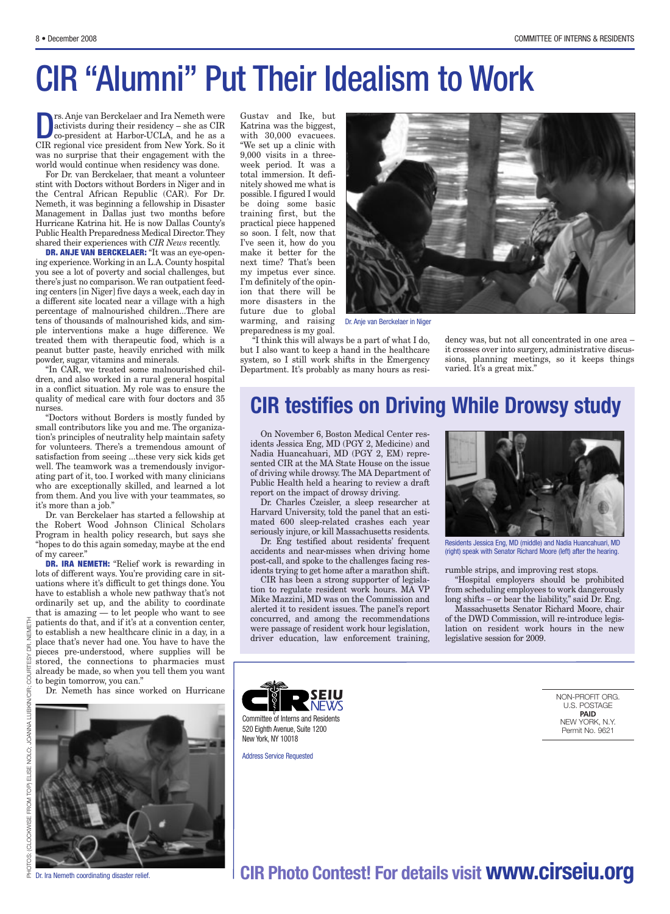# CIR "Alumni" Put Their Idealism to Work

Drs. Anje van Berckelaer and Ira Nemeth were activists during their residency – she as CIR co-president at Harbor-UCLA, and he as a CIR regional vice president from New York. So it was no surprise that their engagement with the world would continue when residency was done.

For Dr. van Berckelaer, that meant a volunteer stint with Doctors without Borders in Niger and in the Central African Republic (CAR). For Dr. Nemeth, it was beginning a fellowship in Disaster Management in Dallas just two months before Hurricane Katrina hit. He is now Dallas County's Public Health Preparedness Medical Director. They shared their experiences with *CIR News* recently.

**DR. ANJE VAN BERCKELAER:** "It was an eye-opening experience. Working in an L.A. County hospital you see a lot of poverty and social challenges, but there's just no comparison. We ran outpatient feeding centers [in Niger] five days a week, each day in a different site located near a village with a high percentage of malnourished children...There are tens of thousands of malnourished kids, and simple interventions make a huge difference. We treated them with therapeutic food, which is a peanut butter paste, heavily enriched with milk powder, sugar, vitamins and minerals.

"In CAR, we treated some malnourished children, and also worked in a rural general hospital in a conflict situation. My role was to ensure the quality of medical care with four doctors and 35 nurses.

"Doctors without Borders is mostly funded by small contributors like you and me. The organization's principles of neutrality help maintain safety for volunteers. There's a tremendous amount of satisfaction from seeing ...these very sick kids get well. The teamwork was a tremendously invigorating part of it, too. I worked with many clinicians who are exceptionally skilled, and learned a lot from them. And you live with your teammates, so it's more than a job."

Dr. van Berckelaer has started a fellowship at the Robert Wood Johnson Clinical Scholars Program in health policy research, but says she "hopes to do this again someday, maybe at the end of my career."

**DR. IRA NEMETH:** "Relief work is rewarding in lots of different ways. You're providing care in situations where it's difficult to get things done. You have to establish a whole new pathway that's not ordinarily set up, and the ability to coordinate that is amazing — to let people who want to see patients do that, and if it's at a convention center, to establish a new healthcare clinic in a day, in a place that's never had one. You have to have the pieces pre-understood, where supplies will be stored, the connections to pharmacies must already be made, so when you tell them you want to begin tomorrow, you can."

Dr. Nemeth has since worked on Hurricane Gustav and Ike, but Katrina was the biggest, with 30,000 evacuees. "We set up a clinic with 9,000 visits in a three-week period. It was a total immersion. It definitely showed me what is possible. I figured I would be doing some basic training first, but the practical piece happened so soon. I felt, now that I've seen it, how do you make it better for the next time? That's been my impetus ever since. I'm definitely of the opinion that there will be more disasters in the future due to global warming, and raising preparedness is my goal.

"I think this will always be a part of what I do, but I also want to keep a hand in the healthcare system, so I still work shifts in the Emergency Department. It's probably as many hours as residency was, but not all concentrated in one area – it crosses over into surgery, administrative discussions, planning meetings, so it keeps things varied. It's a great mix."

Dr. Anje van Berckelaer in Niger

Dr. Ira Nemeth coordinating disaster relief.

PHOTOS: (CLOCKWISE FROM TOP) ELISE NOLO; JOANNA LUBKIN/CIR; COURTESY DR. NEMETH

## CIR testifies on Driving While Drowsy study

On November 6, Boston Medical Center residents Jessica Eng, MD (PGY 2, Medicine) and Nadia Huancahuari, MD (PGY 2, EM) represented CIR at the MA State House on the issue of driving while drowsy. The MA Department of Public Health held a hearing to review a draft report on the impact of drowsy driving.

Dr. Charles Czeisler, a sleep researcher at Harvard University, told the panel that an estimated 600 sleep-related crashes each year seriously injure, or kill Massachusetts residents.

Dr. Eng testified about residents' frequent accidents and near-misses when driving home post-call, and spoke to the challenges facing residents trying to get home after a marathon shift.

CIR has been a strong supporter of legislation to regulate resident work hours. MA VP Mike Mazzini, MD was on the Commission and alerted it to resident issues. The panel's report concurred, and among the recommendations were passage of resident work hour legislation, driver education, law enforcement training, rumble strips, and improving rest stops.

"Hospital employers should be prohibited from scheduling employees to work dangerously long shifts – or bear the liability," said Dr. Eng.

Massachusetts Senator Richard Moore, chair of the DWD Commission, will re-introduce legislation on resident work hours in the new legislative session for 2009.

Residents Jessica Eng, MD (middle) and Nadia Huancahuari, MD (right) speak with Senator Richard Moore (left) after the hearing.

CIR SEIU NEWS
Committee of Interns and Residents
520 Eighth Avenue, Suite 1200
New York, NY 10018

Address Service Requested

NON-PROFIT ORG.
U.S. POSTAGE
**PAID**
NEW YORK, N.Y.
Permit No. 9621

**CIR Photo Contest! For details visit www.cirseiu.org**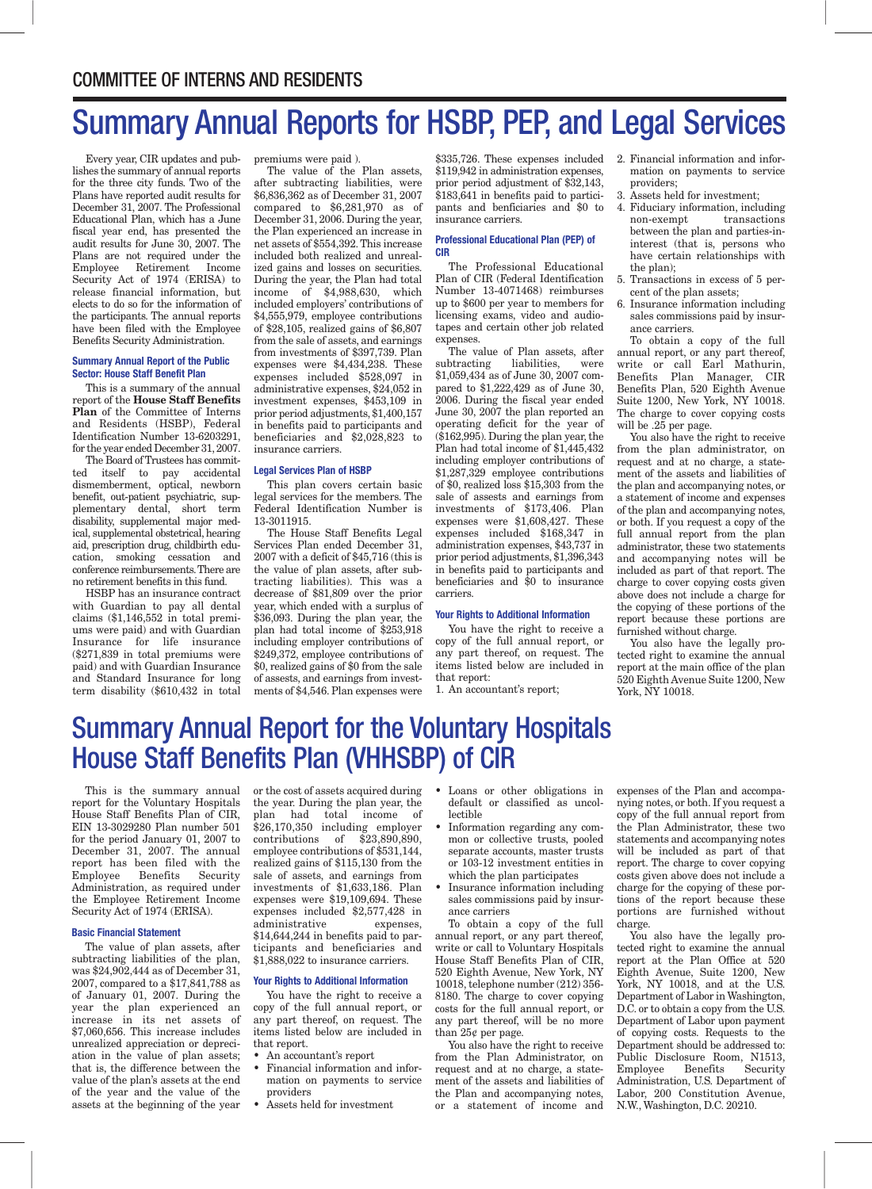COMMITTEE OF INTERNS AND RESIDENTS

# Summary Annual Reports for HSBP, PEP, and Legal Services

Every year, CIR updates and publishes the summary of annual reports for the three city funds. Two of the Plans have reported audit results for December 31, 2007. The Professional Educational Plan, which has a June fiscal year end, has presented the audit results for June 30, 2007. The Plans are not required under the Employee Retirement Income Security Act of 1974 (ERISA) to release financial information, but elects to do so for the information of the participants. The annual reports have been filed with the Employee Benefits Security Administration.

### Summary Annual Report of the Public Sector: House Staff Benefit Plan

This is a summary of the annual report of the **House Staff Benefits Plan** of the Committee of Interns and Residents (HSBP), Federal Identification Number 13-6203291, for the year ended December 31, 2007.

The Board of Trustees has committed itself to pay accidental dismemberment, optical, newborn benefit, out-patient psychiatric, supplementary dental, short term disability, supplemental major medical, supplemental obstetrical, hearing aid, prescription drug, childbirth education, smoking cessation and conference reimbursements. There are no retirement benefits in this fund.

HSBP has an insurance contract with Guardian to pay all dental claims ($1,146,552 in total premiums were paid) and with Guardian Insurance for life insurance ($271,839 in total premiums were paid) and with Guardian Insurance and Standard Insurance for long term disability ($610,432 in total premiums were paid ).

The value of the Plan assets, after subtracting liabilities, were $6,836,362 as of December 31, 2007 compared to $6,281,970 as of December 31, 2006. During the year, the Plan experienced an increase in net assets of $554,392. This increase included both realized and unrealized gains and losses on securities. During the year, the Plan had total income of $4,988,630, which included employers' contributions of $4,555,979, employee contributions of $28,105, realized gains of $6,807 from the sale of assets, and earnings from investments of $397,739. Plan expenses were $4,434,238. These expenses included $528,097 in administrative expenses, $24,052 in investment expenses, $453,109 in prior period adjustments, $1,400,157 in benefits paid to participants and beneficiaries and $2,028,823 to insurance carriers.

### Legal Services Plan of HSBP

This plan covers certain basic legal services for the members. The Federal Identification Number is 13-3011915.

The House Staff Benefits Legal Services Plan ended December 31, 2007 with a deficit of $45,716 (this is the value of plan assets, after subtracting liabilities). This was a decrease of $81,809 over the prior year, which ended with a surplus of $36,093. During the plan year, the plan had total income of $253,918 including employer contributions of $249,372, employee contributions of $0, realized gains of $0 from the sale of assets, and earnings from investments of $4,546. Plan expenses were $335,726. These expenses included $119,942 in administration expenses, prior period adjustment of $32,143, $183,641 in benefits paid to participants and benficiaries and $0 to insurance carriers.

### Professional Educational Plan (PEP) of CIR

The Professional Educational Plan of CIR (Federal Identification Number 13-4071468) reimburses up to $600 per year to members for licensing exams, video and audiotapes and certain other job related expenses.

The value of Plan assets, after subtracting liabilities, were $1,059,434 as of June 30, 2007 compared to $1,222,429 as of June 30, 2006. During the fiscal year ended June 30, 2007 the plan reported an operating deficit for the year of ($162,995). During the plan year, the Plan had total income of $1,445,432 including employer contributions of $1,287,329 employee contributions of $0, realized loss $15,303 from the sale of assets and earnings from investments of $173,406. Plan expenses were $1,608,427. These expenses included $168,347 in administration expenses, $43,737 in prior period adjustments, $1,396,343 in benefits paid to participants and beneficiaries and $0 to insurance carriers.

### Your Rights to Additional Information

You have the right to receive a copy of the full annual report, or any part thereof, on request. The items listed below are included in that report:

1. An accountant's report;
2. Financial information and information on payments to service providers;
3. Assets held for investment;
4. Fiduciary information, including non-exempt transactions between the plan and parties-in-interest (that is, persons who have certain relationships with the plan);
5. Transactions in excess of 5 percent of the plan assets;
6. Insurance information including sales commissions paid by insurance carriers.

To obtain a copy of the full annual report, or any part thereof, write or call Earl Mathurin, Benefits Plan Manager, CIR Benefits Plan, 520 Eighth Avenue Suite 1200, New York, NY 10018. The charge to cover copying costs will be .25 per page.

You also have the right to receive from the plan administrator, on request and at no charge, a statement of the assets and liabilities of the plan and accompanying notes, or a statement of income and expenses of the plan and accompanying notes, or both. If you request a copy of the full annual report from the plan administrator, these two statements and accompanying notes will be included as part of that report. The charge to cover copying costs given above does not include a charge for the copying of these portions of the report because these portions are furnished without charge.

You also have the legally protected right to examine the annual report at the main office of the plan 520 Eighth Avenue Suite 1200, New York, NY 10018.

# Summary Annual Report for the Voluntary Hospitals House Staff Benefits Plan (VHHSBP) of CIR

This is the summary annual report for the Voluntary Hospitals House Staff Benefits Plan of CIR, EIN 13-3029280 Plan number 501 for the period January 01, 2007 to December 31, 2007. The annual report has been filed with the Employee Benefits Security Administration, as required under the Employee Retirement Income Security Act of 1974 (ERISA).

### Basic Financial Statement

The value of plan assets, after subtracting liabilities of the plan, was $24,902,444 as of December 31, 2007, compared to a $17,841,788 as of January 01, 2007. During the year the plan experienced an increase in its net assets of $7,060,656. This increase includes unrealized appreciation or depreciation in the value of plan assets; that is, the difference between the value of the plan's assets at the end of the year and the value of the assets at the beginning of the year or the cost of assets acquired during the year. During the plan year, the plan had total income of $26,170,350 including employer contributions of $23,890,890, employee contributions of $531,144, realized gains of $115,130 from the sale of assets, and earnings from investments of $1,633,186. Plan expenses were $19,109,694. These expenses included $2,577,428 in administrative expenses, $14,644,244 in benefits paid to participants and beneficiaries and $1,888,022 to insurance carriers.

### Your Rights to Additional Information

You have the right to receive a copy of the full annual report, or any part thereof, on request. The items listed below are included in that report.

- An accountant's report
- Financial information and information on payments to service providers
- Assets held for investment
- Loans or other obligations in default or classified as uncollectible
- Information regarding any common or collective trusts, pooled separate accounts, master trusts or 103-12 investment entities in which the plan participates
- Insurance information including sales commissions paid by insurance carriers

To obtain a copy of the full annual report, or any part thereof, write or call to Voluntary Hospitals House Staff Benefits Plan of CIR, 520 Eighth Avenue, New York, NY 10018, telephone number (212) 356-8180. The charge to cover copying costs for the full annual report, or any part thereof, will be no more than 25¢ per page.

You also have the right to receive from the Plan Administrator, on request and at no charge, a statement of the assets and liabilities of the Plan and accompanying notes, or a statement of income and expenses of the Plan and accompanying notes, or both. If you request a copy of the full annual report from the Plan Administrator, these two statements and accompanying notes will be included as part of that report. The charge to cover copying costs given above does not include a charge for the copying of these portions of the report because these portions are furnished without charge.

You also have the legally protected right to examine the annual report at the Plan Office at 520 Eighth Avenue, Suite 1200, New York, NY 10018, and at the U.S. Department of Labor in Washington, D.C. or to obtain a copy from the U.S. Department of Labor upon payment of copying costs. Requests to the Department should be addressed to: Public Disclosure Room, N1513, Employee Benefits Security Administration, U.S. Department of Labor, 200 Constitution Avenue, N.W., Washington, D.C. 20210.